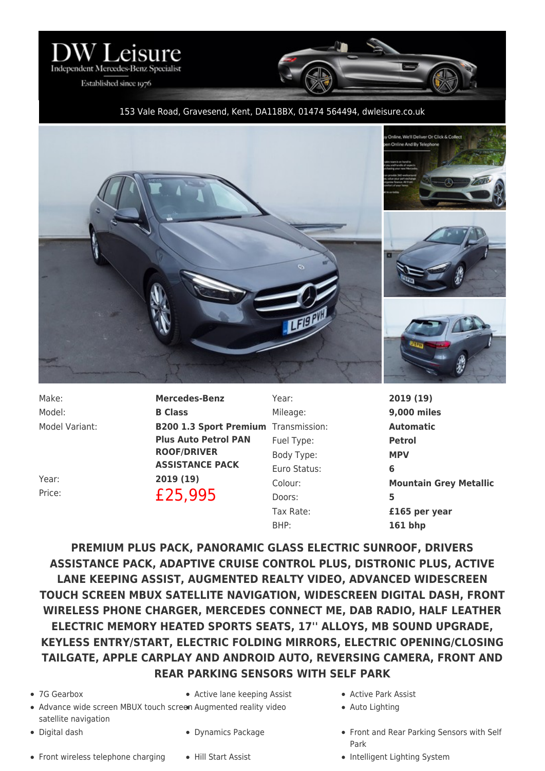# DW Leisure

Independent Mercedes-Benz Specialist

Established since 1976

153 Vale Road, Gravesend, Kent, DA118BX, 01474 564494, dwleisure.co.uk

| | | | |
|---|---|---|---|
| Make: | **Mercedes-Benz** | Year: | **2019 (19)** |
| Model: | **B Class** | Mileage: | **9,000 miles** |
| Model Variant: | **B200 1.3 Sport Premium Plus Auto Petrol PAN ROOF/DRIVER ASSISTANCE PACK** | Transmission: | **Automatic** |
| | | Fuel Type: | **Petrol** |
| | | Body Type: | **MPV** |
| | | Euro Status: | **6** |
| Year: | **2019 (19)** | Colour: | **Mountain Grey Metallic** |
| Price: | £25,995 | Doors: | **5** |
| | | Tax Rate: | **£165 per year** |
| | | BHP: | **161 bhp** |

**PREMIUM PLUS PACK, PANORAMIC GLASS ELECTRIC SUNROOF, DRIVERS ASSISTANCE PACK, ADAPTIVE CRUISE CONTROL PLUS, DISTRONIC PLUS, ACTIVE LANE KEEPING ASSIST, AUGMENTED REALTY VIDEO, ADVANCED WIDESCREEN TOUCH SCREEN MBUX SATELLITE NAVIGATION, WIDESCREEN DIGITAL DASH, FRONT WIRELESS PHONE CHARGER, MERCEDES CONNECT ME, DAB RADIO, HALF LEATHER ELECTRIC MEMORY HEATED SPORTS SEATS, 17'' ALLOYS, MB SOUND UPGRADE, KEYLESS ENTRY/START, ELECTRIC FOLDING MIRRORS, ELECTRIC OPENING/CLOSING TAILGATE, APPLE CARPLAY AND ANDROID AUTO, REVERSING CAMERA, FRONT AND REAR PARKING SENSORS WITH SELF PARK**

- 7G Gearbox
- Active lane keeping Assist
- Active Park Assist
- Advance wide screen MBUX touch screen satellite navigation
- Augmented reality video
- Auto Lighting
- Digital dash
- Dynamics Package
- Front and Rear Parking Sensors with Self Park
- Front wireless telephone charging
- Hill Start Assist
- Intelligent Lighting System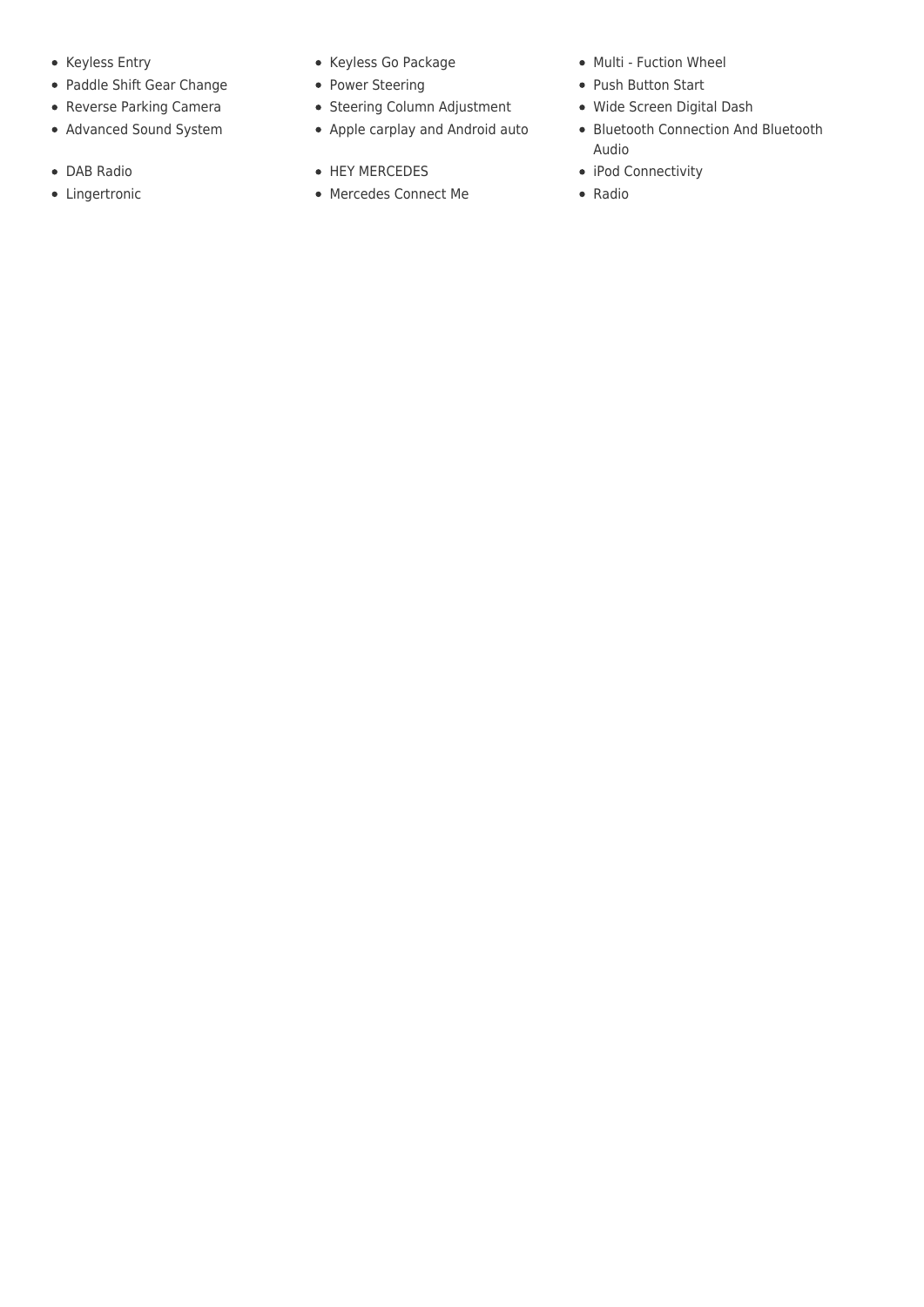- Keyless Entry
- Paddle Shift Gear Change
- Reverse Parking Camera
- Advanced Sound System
- Keyless Go Package
- Power Steering
- Steering Column Adjustment
- Apple carplay and Android auto
- Multi - Fuction Wheel
- Push Button Start
- Wide Screen Digital Dash
- Bluetooth Connection And Bluetooth Audio

- DAB Radio
- Lingertronic
- HEY MERCEDES
- Mercedes Connect Me
- iPod Connectivity
- Radio